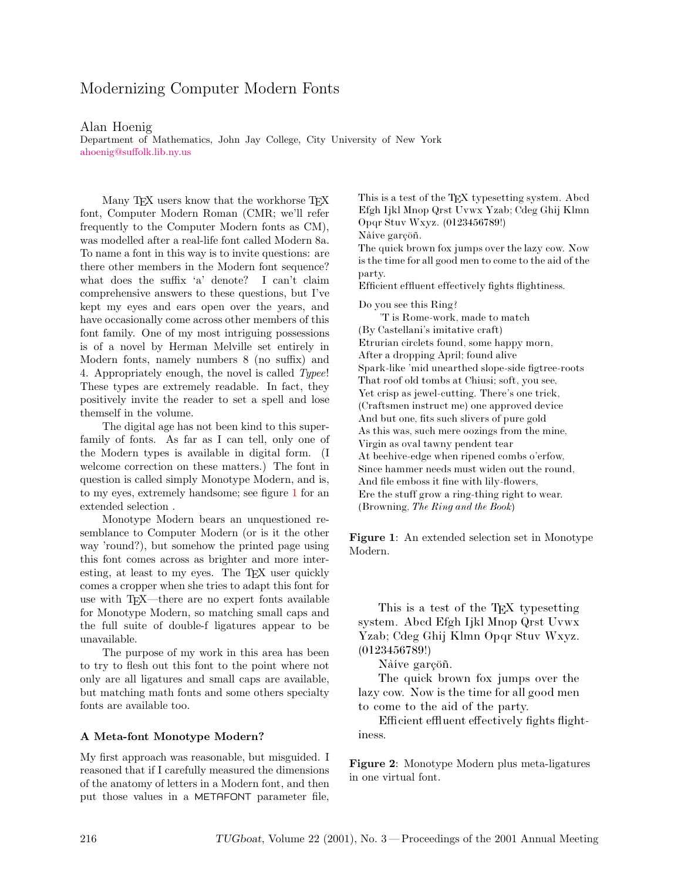# Modernizing Computer Modern Fonts

Alan Hoenig
Department of Mathematics, John Jay College, City University of New York
ahoenig@suffolk.lib.ny.us

Many TeX users know that the workhorse TeX font, Computer Modern Roman (CMR; we'll refer frequently to the Computer Modern fonts as CM), was modelled after a real-life font called Modern 8a. To name a font in this way is to invite questions: are there other members in the Modern font sequence? what does the suffix 'a' denote? I can't claim comprehensive answers to these questions, but I've kept my eyes and ears open over the years, and have occasionally come across other members of this font family. One of my most intriguing possessions is of a novel by Herman Melville set entirely in Modern fonts, namely numbers 8 (no suffix) and 4. Appropriately enough, the novel is called *Typee*! These types are extremely readable. In fact, they positively invite the reader to set a spell and lose themself in the volume.

The digital age has not been kind to this super-family of fonts. As far as I can tell, only one of the Modern types is available in digital form. (I welcome correction on these matters.) The font in question is called simply Monotype Modern, and is, to my eyes, extremely handsome; see figure 1 for an extended selection .

Monotype Modern bears an unquestioned resemblance to Computer Modern (or is it the other way 'round?), but somehow the printed page using this font comes across as brighter and more interesting, at least to my eyes. The TeX user quickly comes a cropper when she tries to adapt this font for use with TeX—there are no expert fonts available for Monotype Modern, so matching small caps and the full suite of double-f ligatures appear to be unavailable.

The purpose of my work in this area has been to try to flesh out this font to the point where not only are all ligatures and small caps are available, but matching math fonts and some others specialty fonts are available too.

### A Meta-font Monotype Modern?

My first approach was reasonable, but misguided. I reasoned that if I carefully measured the dimensions of the anatomy of letters in a Modern font, and then put those values in a METAFONT parameter file,

This is a test of the TeX typesetting system. Abcd Efgh Ijkl Mnop Qrst Uvwx Yzab; Cdeg Ghij Klmn Opqr Stuv Wxyz. (0123456789!)
Nàíve garçöñ.
The quick brown fox jumps over the lazy cow. Now is the time for all good men to come to the aid of the party.
Efficient effluent effectively fights flightiness.

Do you see this Ring?
'T is Rome-work, made to match
(By Castellani's imitative craft)
Etrurian circlets found, some happy morn,
After a dropping April; found alive
Spark-like 'mid unearthed slope-side figtree-roots
That roof old tombs at Chiusi; soft, you see,
Yet crisp as jewel-cutting. There's one trick,
(Craftsmen instruct me) one approved device
And but one, fits such slivers of pure gold
As this was, such mere oozings from the mine,
Virgin as oval tawny pendent tear
At beehive-edge when ripened combs o'erfow,
Since hammer needs must widen out the round,
And file emboss it fine with lily-flowers,
Ere the stuff grow a ring-thing right to wear.
(Browning, *The Ring and the Book*)

**Figure 1**: An extended selection set in Monotype Modern.

This is a test of the TeX typesetting system. Abcd Efgh Ijkl Mnop Qrst Uvwx Yzab; Cdeg Ghij Klmn Opqr Stuv Wxyz. (0123456789!)

Nàíve garçöñ.

The quick brown fox jumps over the lazy cow. Now is the time for all good men to come to the aid of the party.

Efficient effluent effectively fights flightiness.

**Figure 2**: Monotype Modern plus meta-ligatures in one virtual font.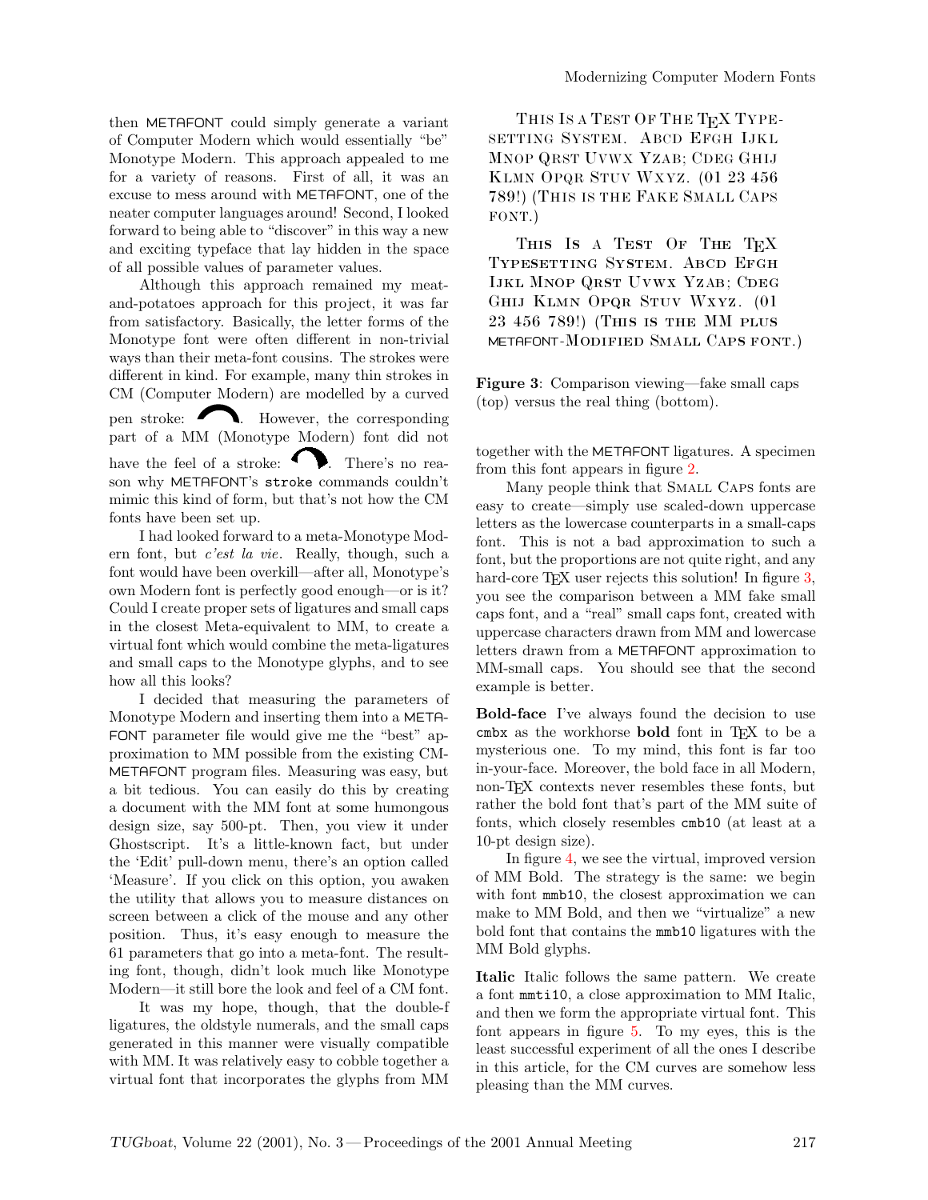then METAFONT could simply generate a variant of Computer Modern which would essentially "be" Monotype Modern. This approach appealed to me for a variety of reasons. First of all, it was an excuse to mess around with METAFONT, one of the neater computer languages around! Second, I looked forward to being able to "discover" in this way a new and exciting typeface that lay hidden in the space of all possible values of parameter values.

Although this approach remained my meat-and-potatoes approach for this project, it was far from satisfactory. Basically, the letter forms of the Monotype font were often different in non-trivial ways than their meta-font cousins. The strokes were different in kind. For example, many thin strokes in CM (Computer Modern) are modelled by a curved pen stroke: . However, the corresponding part of a MM (Monotype Modern) font did not have the feel of a stroke: . There's no reason why METAFONT's `stroke` commands couldn't mimic this kind of form, but that's not how the CM fonts have been set up.

I had looked forward to a meta-Monotype Modern font, but *c'est la vie*. Really, though, such a font would have been overkill—after all, Monotype's own Modern font is perfectly good enough—or is it? Could I create proper sets of ligatures and small caps in the closest Meta-equivalent to MM, to create a virtual font which would combine the meta-ligatures and small caps to the Monotype glyphs, and to see how all this looks?

I decided that measuring the parameters of Monotype Modern and inserting them into a METAFONT parameter file would give me the "best" approximation to MM possible from the existing CM-METAFONT program files. Measuring was easy, but a bit tedious. You can easily do this by creating a document with the MM font at some humongous design size, say 500-pt. Then, you view it under Ghostscript. It's a little-known fact, but under the 'Edit' pull-down menu, there's an option called 'Measure'. If you click on this option, you awaken the utility that allows you to measure distances on screen between a click of the mouse and any other position. Thus, it's easy enough to measure the 61 parameters that go into a meta-font. The resulting font, though, didn't look much like Monotype Modern—it still bore the look and feel of a CM font.

It was my hope, though, that the double-f ligatures, the oldstyle numerals, and the small caps generated in this manner were visually compatible with MM. It was relatively easy to cobble together a virtual font that incorporates the glyphs from MM together with the METAFONT ligatures. A specimen from this font appears in figure 2.

THIS IS A TEST OF THE TEX TYPESETTING SYSTEM. ABCD EFGH IJKL MNOP QRST UVWX YZAB; CDEG GHIJ KLMN OPQR STUV WXYZ. (01 23 456 789!) (THIS IS THE FAKE SMALL CAPS FONT.)

THIS IS A TEST OF THE TEX TYPESETTING SYSTEM. ABCD EFGH IJKL MNOP QRST UVWX YZAB; CDEG GHIJ KLMN OPQR STUV WXYZ. (01 23 456 789!) (THIS IS THE MM PLUS METAFONT-MODIFIED SMALL CAPS FONT.)

**Figure 3**: Comparison viewing—fake small caps (top) versus the real thing (bottom).

Many people think that SMALL CAPS fonts are easy to create—simply use scaled-down uppercase letters as the lowercase counterparts in a small-caps font. This is not a bad approximation to such a font, but the proportions are not quite right, and any hard-core TEX user rejects this solution! In figure 3, you see the comparison between a MM fake small caps font, and a "real" small caps font, created with uppercase characters drawn from MM and lowercase letters drawn from a METAFONT approximation to MM-small caps. You should see that the second example is better.

**Bold-face** I've always found the decision to use `cmbx` as the workhorse **bold** font in TEX to be a mysterious one. To my mind, this font is far too in-your-face. Moreover, the bold face in all Modern, non-TEX contexts never resembles these fonts, but rather the bold font that's part of the MM suite of fonts, which closely resembles `cmb10` (at least at a 10-pt design size).

In figure 4, we see the virtual, improved version of MM Bold. The strategy is the same: we begin with font `mmb10`, the closest approximation we can make to MM Bold, and then we "virtualize" a new bold font that contains the `mmb10` ligatures with the MM Bold glyphs.

**Italic** Italic follows the same pattern. We create a font `mmti10`, a close approximation to MM Italic, and then we form the appropriate virtual font. This font appears in figure 5. To my eyes, this is the least successful experiment of all the ones I describe in this article, for the CM curves are somehow less pleasing than the MM curves.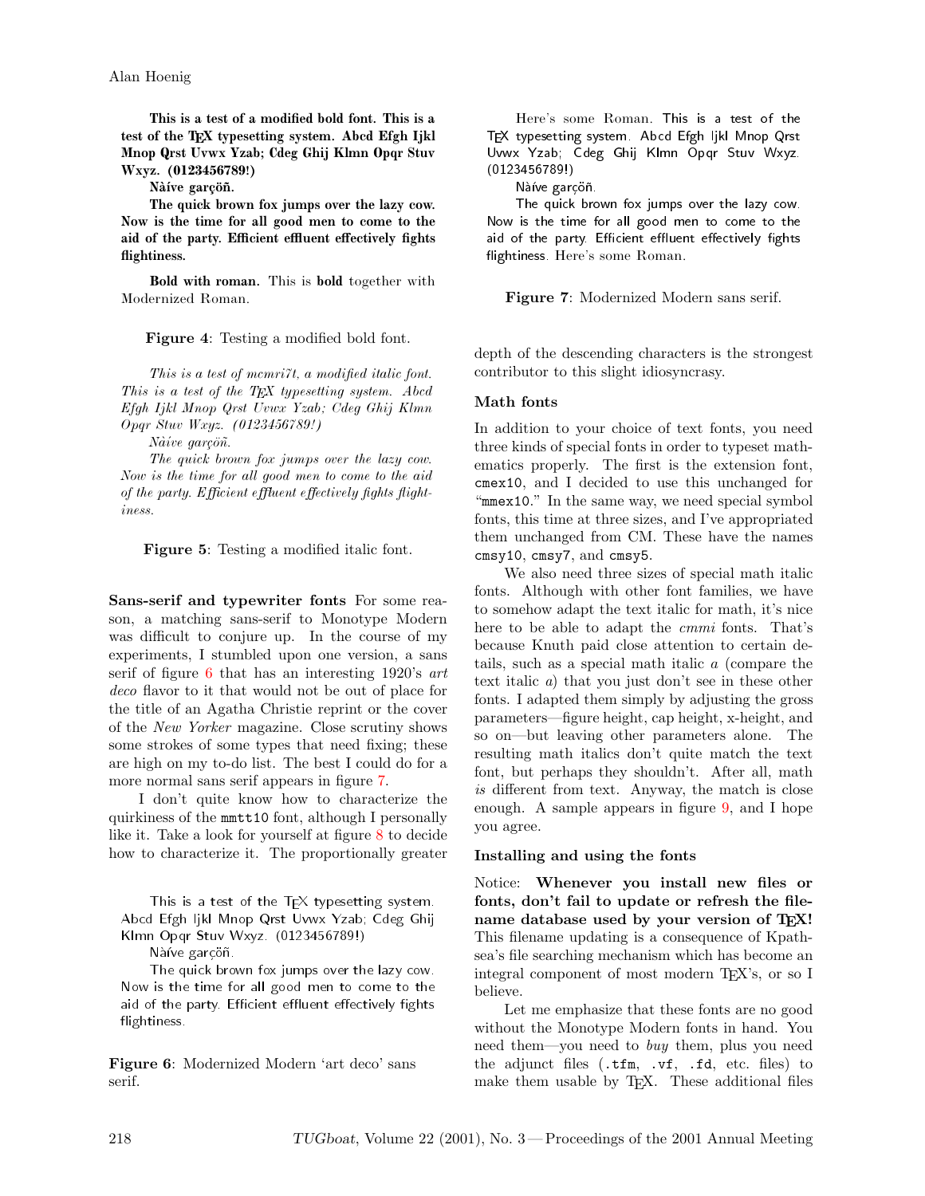**This is a test of a modified bold font. This is a test of the TeX typesetting system. Abcd Efgh Ijkl Mnop Qrst Uvwx Yzab; Cdeg Ghij Klmn Opqr Stuv Wxyz. (0123456789!)**

**Nàíve garçöñ.**

**The quick brown fox jumps over the lazy cow. Now is the time for all good men to come to the aid of the party. Efficient effluent effectively fights flightiness.**

**Bold with roman.** This is **bold** together with Modernized Roman.

**Figure 4**: Testing a modified bold font.

*This is a test of mcmri7t, a modified italic font. This is a test of the TeX typesetting system. Abcd Efgh Ijkl Mnop Qrst Uvwx Yzab; Cdeg Ghij Klmn Opqr Stuv Wxyz. (0123456789!)*

*Nàíve garçöñ.*

*The quick brown fox jumps over the lazy cow. Now is the time for all good men to come to the aid of the party. Efficient effluent effectively fights flightiness.*

**Figure 5**: Testing a modified italic font.

**Sans-serif and typewriter fonts** For some reason, a matching sans-serif to Monotype Modern was difficult to conjure up. In the course of my experiments, I stumbled upon one version, a sans serif of figure 6 that has an interesting 1920's *art deco* flavor to it that would not be out of place for the title of an Agatha Christie reprint or the cover of the *New Yorker* magazine. Close scrutiny shows some strokes of some types that need fixing; these are high on my to-do list. The best I could do for a more normal sans serif appears in figure 7.

I don't quite know how to characterize the quirkiness of the `mmtt10` font, although I personally like it. Take a look for yourself at figure 8 to decide how to characterize it. The proportionally greater depth of the descending characters is the strongest contributor to this slight idiosyncrasy.

This is a test of the TeX typesetting system. Abcd Efgh Ijkl Mnop Qrst Uvwx Yzab; Cdeg Ghij Klmn Opqr Stuv Wxyz. (0123456789!)

Nàíve garçöñ.

The quick brown fox jumps over the lazy cow. Now is the time for all good men to come to the aid of the party. Efficient effluent effectively fights flightiness.

**Figure 6**: Modernized Modern 'art deco' sans serif.

Here's some Roman. This is a test of the TeX typesetting system. Abcd Efgh Ijkl Mnop Qrst Uvwx Yzab; Cdeg Ghij Klmn Opqr Stuv Wxyz. (0123456789!)

Nàíve garçöñ.

The quick brown fox jumps over the lazy cow. Now is the time for all good men to come to the aid of the party. Efficient effluent effectively fights flightiness. Here's some Roman.

**Figure 7**: Modernized Modern sans serif.

### Math fonts

In addition to your choice of text fonts, you need three kinds of special fonts in order to typeset mathematics properly. The first is the extension font, `cmex10`, and I decided to use this unchanged for "`mmex10`." In the same way, we need special symbol fonts, this time at three sizes, and I've appropriated them unchanged from CM. These have the names `cmsy10`, `cmsy7`, and `cmsy5`.

We also need three sizes of special math italic fonts. Although with other font families, we have to somehow adapt the text italic for math, it's nice here to be able to adapt the *cmmi* fonts. That's because Knuth paid close attention to certain details, such as a special math italic $a$ (compare the text italic *a*) that you just don't see in these other fonts. I adapted them simply by adjusting the gross parameters—figure height, cap height, x-height, and so on—but leaving other parameters alone. The resulting math italics don't quite match the text font, but perhaps they shouldn't. After all, math *is* different from text. Anyway, the match is close enough. A sample appears in figure 9, and I hope you agree.

### Installing and using the fonts

Notice: **Whenever you install new files or fonts, don't fail to update or refresh the filename database used by your version of TeX!** This filename updating is a consequence of Kpathsea's file searching mechanism which has become an integral component of most modern TeX's, or so I believe.

Let me emphasize that these fonts are no good without the Monotype Modern fonts in hand. You need them—you need to *buy* them, plus you need the adjunct files (`.tfm`, `.vf`, `.fd`, etc. files) to make them usable by TeX. These additional files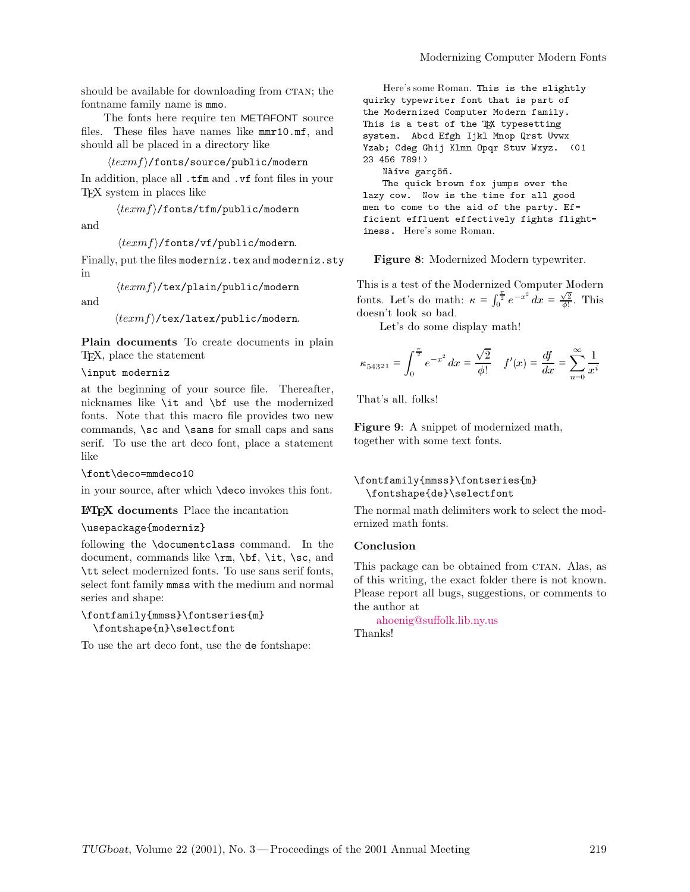should be available for downloading from CTAN; the fontname family name is `mmo`.

The fonts here require ten METAFONT source files. These files have names like `mmr10.mf`, and should all be placed in a directory like

⟨*texmf*⟩`/fonts/source/public/modern`

In addition, place all `.tfm` and `.vf` font files in your TEX system in places like

⟨*texmf*⟩`/fonts/tfm/public/modern`

and

⟨*texmf*⟩`/fonts/vf/public/modern`.

Finally, put the files `moderniz.tex` and `moderniz.sty` in

⟨*texmf*⟩`/tex/plain/public/modern`

and

⟨*texmf*⟩`/tex/latex/public/modern`.

**Plain documents** To create documents in plain TEX, place the statement

```
\input moderniz
```

at the beginning of your source file. Thereafter, nicknames like `\it` and `\bf` use the modernized fonts. Note that this macro file provides two new commands, `\sc` and `\sans` for small caps and sans serif. To use the art deco font, place a statement like

```
\font\deco=mmdeco10
```

in your source, after which `\deco` invokes this font.

**LATEX documents** Place the incantation

```
\usepackage{moderniz}
```

following the `\documentclass` command. In the document, commands like `\rm`, `\bf`, `\it`, `\sc`, and `\tt` select modernized fonts. To use sans serif fonts, select font family `mmss` with the medium and normal series and shape:

```
\fontfamily{mmss}\fontseries{m}
  \fontshape{n}\selectfont
```

To use the art deco font, use the `de` fontshape:

Here's some Roman. `This is the slightly quirky typewriter font that is part of the Modernized Computer Modern family. This is a test of the TEX typesetting system. Abcd Efgh Ijkl Mnop Qrst Uvwx Yzab; Cdeg Ghij Klmn Opqr Stuv Wxyz. (01 23 456 789!)`

`Nàïve garçöñ.`

`The quick brown fox jumps over the lazy cow. Now is the time for all good men to come to the aid of the party. Efficient effluent effectively fights flightiness.` Here's some Roman.

**Figure 8**: Modernized Modern typewriter.

This is a test of the Modernized Computer Modern fonts. Let's do math: $\kappa = \int_0^{\frac{\pi}{2}} e^{-x^2}\,dx = \frac{\sqrt{2}}{\phi!}$. This doesn't look so bad.

Let's do some display math!

$$\kappa_{54321} = \int_0^{\frac{\pi}{2}} e^{-x^2}\,dx = \frac{\sqrt{2}}{\phi!} \quad f'(x) = \frac{df}{dx} = \sum_{n=0}^{\infty} \frac{1}{x^i}$$

That's all, folks!

**Figure 9**: A snippet of modernized math, together with some text fonts.

```
\fontfamily{mmss}\fontseries{m}
  \fontshape{de}\selectfont
```

The normal math delimiters work to select the modernized math fonts.

## Conclusion

This package can be obtained from CTAN. Alas, as of this writing, the exact folder there is not known. Please report all bugs, suggestions, or comments to the author at

ahoenig@suffolk.lib.ny.us

Thanks!